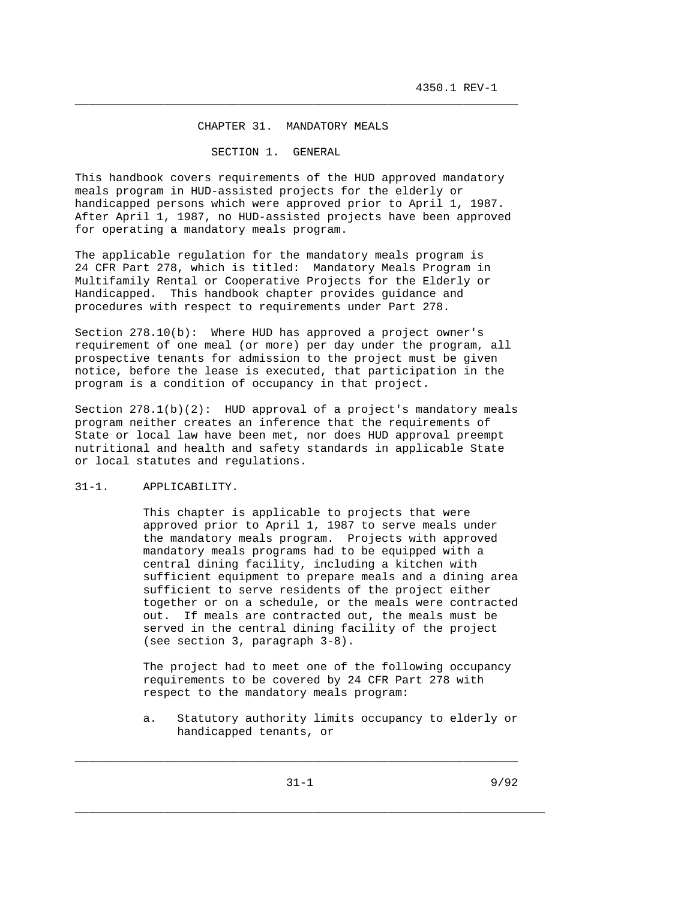# CHAPTER 31. MANDATORY MEALS

## SECTION 1. GENERAL

This handbook covers requirements of the HUD approved mandatory meals program in HUD-assisted projects for the elderly or handicapped persons which were approved prior to April 1, 1987. After April 1, 1987, no HUD-assisted projects have been approved for operating a mandatory meals program.

The applicable regulation for the mandatory meals program is 24 CFR Part 278, which is titled: Mandatory Meals Program in Multifamily Rental or Cooperative Projects for the Elderly or Handicapped. This handbook chapter provides guidance and procedures with respect to requirements under Part 278.

Section 278.10(b): Where HUD has approved a project owner's requirement of one meal (or more) per day under the program, all prospective tenants for admission to the project must be given notice, before the lease is executed, that participation in the program is a condition of occupancy in that project.

Section 278.1(b)(2): HUD approval of a project's mandatory meals program neither creates an inference that the requirements of State or local law have been met, nor does HUD approval preempt nutritional and health and safety standards in applicable State or local statutes and regulations.

### 31-1. APPLICABILITY.

This chapter is applicable to projects that were approved prior to April 1, 1987 to serve meals under the mandatory meals program. Projects with approved mandatory meals programs had to be equipped with a central dining facility, including a kitchen with sufficient equipment to prepare meals and a dining area sufficient to serve residents of the project either together or on a schedule, or the meals were contracted out. If meals are contracted out, the meals must be served in the central dining facility of the project (see section 3, paragraph 3-8).

The project had to meet one of the following occupancy requirements to be covered by 24 CFR Part 278 with respect to the mandatory meals program:

a. Statutory authority limits occupancy to elderly or handicapped tenants, or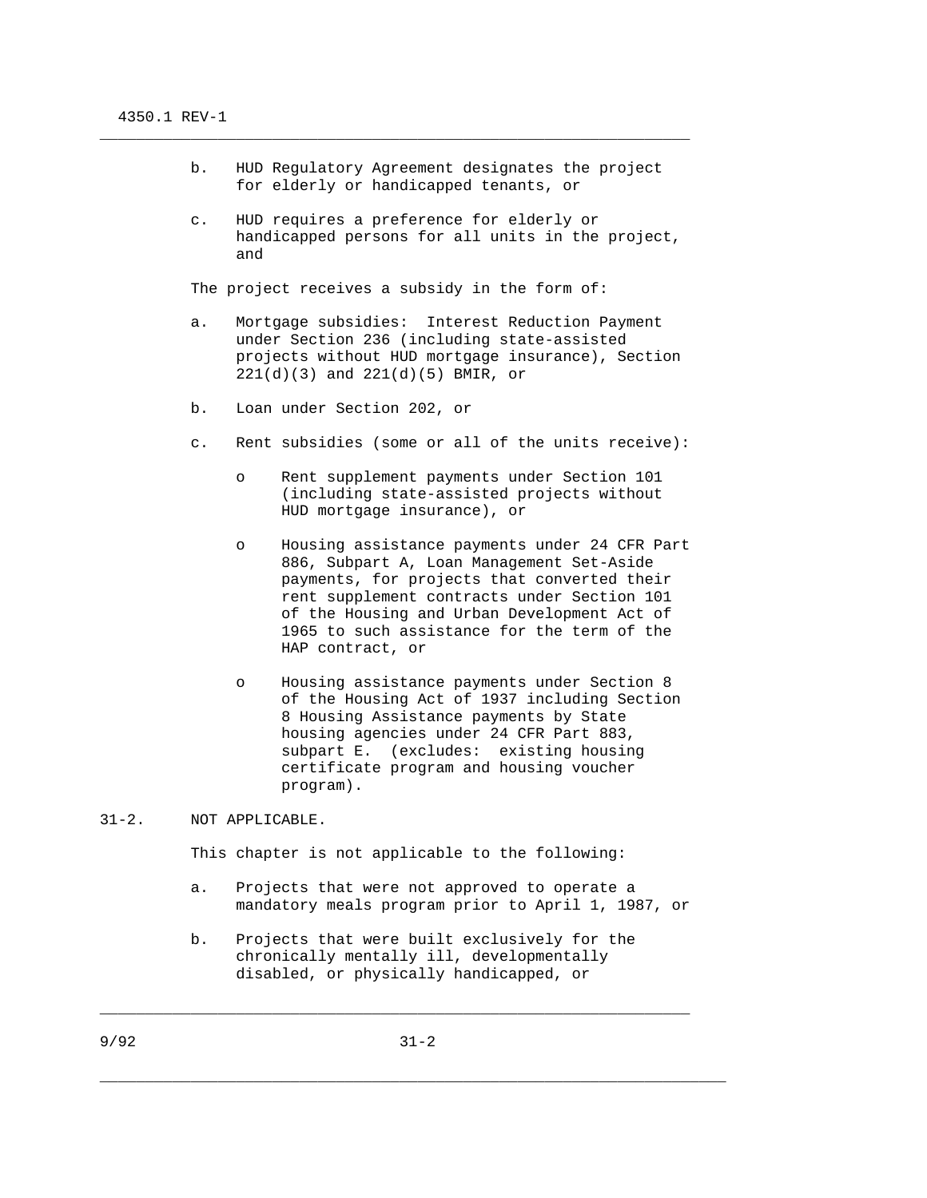b. HUD Regulatory Agreement designates the project for elderly or handicapped tenants, or

c. HUD requires a preference for elderly or handicapped persons for all units in the project, and

The project receives a subsidy in the form of:

a. Mortgage subsidies: Interest Reduction Payment under Section 236 (including state-assisted projects without HUD mortgage insurance), Section 221(d)(3) and 221(d)(5) BMIR, or

b. Loan under Section 202, or

c. Rent subsidies (some or all of the units receive):

   - Rent supplement payments under Section 101 (including state-assisted projects without HUD mortgage insurance), or

   - Housing assistance payments under 24 CFR Part 886, Subpart A, Loan Management Set-Aside payments, for projects that converted their rent supplement contracts under Section 101 of the Housing and Urban Development Act of 1965 to such assistance for the term of the HAP contract, or

   - Housing assistance payments under Section 8 of the Housing Act of 1937 including Section 8 Housing Assistance payments by State housing agencies under 24 CFR Part 883, subpart E. (excludes: existing housing certificate program and housing voucher program).

## 31-2. NOT APPLICABLE.

This chapter is not applicable to the following:

a. Projects that were not approved to operate a mandatory meals program prior to April 1, 1987, or

b. Projects that were built exclusively for the chronically mentally ill, developmentally disabled, or physically handicapped, or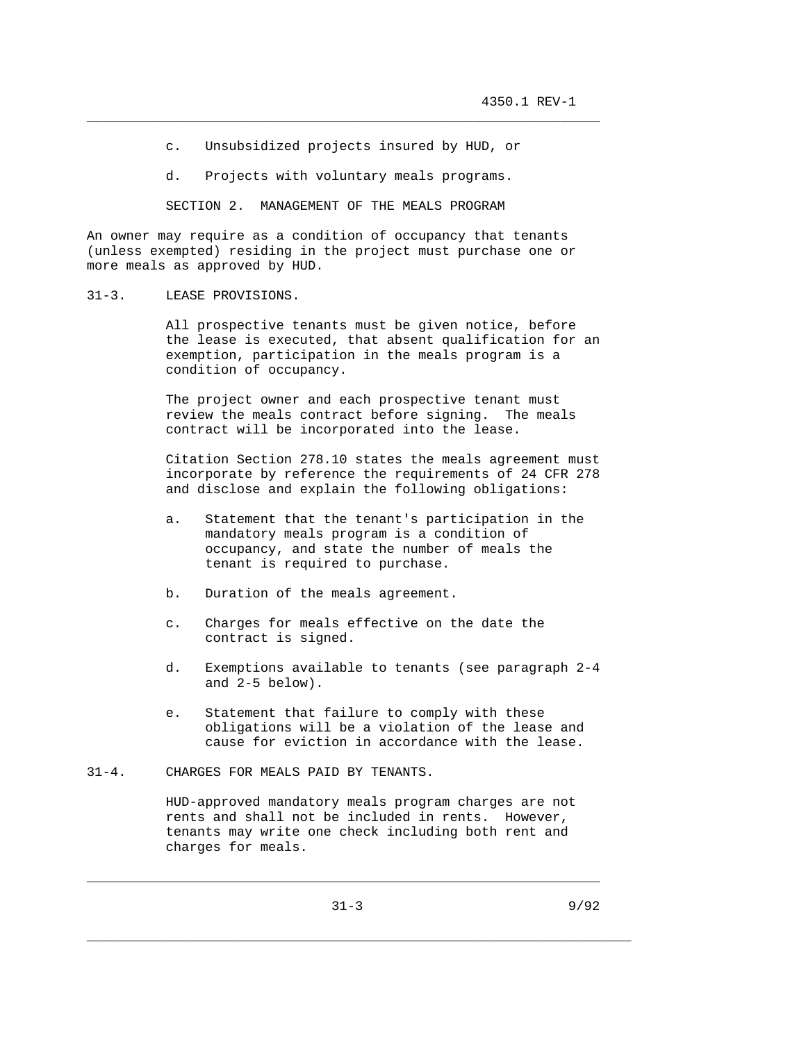c. Unsubsidized projects insured by HUD, or

d. Projects with voluntary meals programs.

## SECTION 2. MANAGEMENT OF THE MEALS PROGRAM

An owner may require as a condition of occupancy that tenants (unless exempted) residing in the project must purchase one or more meals as approved by HUD.

### 31-3. LEASE PROVISIONS.

All prospective tenants must be given notice, before the lease is executed, that absent qualification for an exemption, participation in the meals program is a condition of occupancy.

The project owner and each prospective tenant must review the meals contract before signing. The meals contract will be incorporated into the lease.

Citation Section 278.10 states the meals agreement must incorporate by reference the requirements of 24 CFR 278 and disclose and explain the following obligations:

a. Statement that the tenant's participation in the mandatory meals program is a condition of occupancy, and state the number of meals the tenant is required to purchase.

b. Duration of the meals agreement.

c. Charges for meals effective on the date the contract is signed.

d. Exemptions available to tenants (see paragraph 2-4 and 2-5 below).

e. Statement that failure to comply with these obligations will be a violation of the lease and cause for eviction in accordance with the lease.

### 31-4. CHARGES FOR MEALS PAID BY TENANTS.

HUD-approved mandatory meals program charges are not rents and shall not be included in rents. However, tenants may write one check including both rent and charges for meals.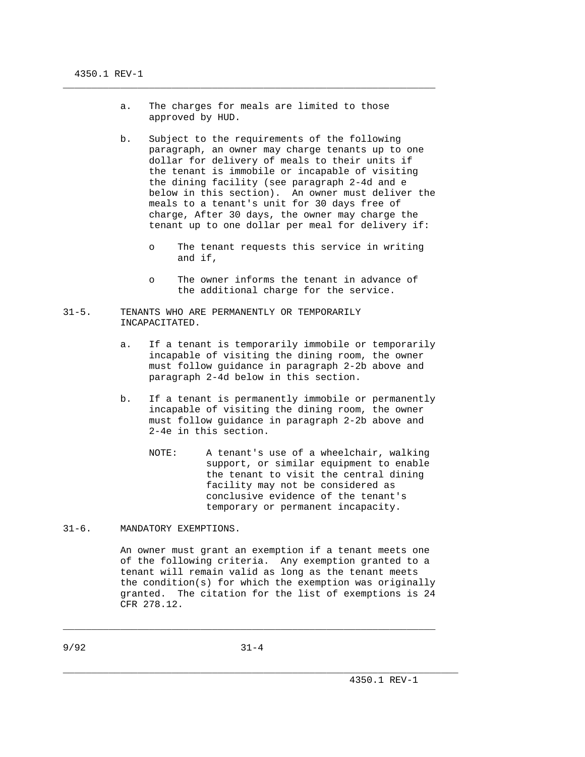a. The charges for meals are limited to those approved by HUD.

b. Subject to the requirements of the following paragraph, an owner may charge tenants up to one dollar for delivery of meals to their units if the tenant is immobile or incapable of visiting the dining facility (see paragraph 2-4d and e below in this section). An owner must deliver the meals to a tenant's unit for 30 days free of charge, After 30 days, the owner may charge the tenant up to one dollar per meal for delivery if:

   - The tenant requests this service in writing and if,
   - The owner informs the tenant in advance of the additional charge for the service.

## 31-5. TENANTS WHO ARE PERMANENTLY OR TEMPORARILY INCAPACITATED.

a. If a tenant is temporarily immobile or temporarily incapable of visiting the dining room, the owner must follow guidance in paragraph 2-2b above and paragraph 2-4d below in this section.

b. If a tenant is permanently immobile or permanently incapable of visiting the dining room, the owner must follow guidance in paragraph 2-2b above and 2-4e in this section.

   NOTE: A tenant's use of a wheelchair, walking support, or similar equipment to enable the tenant to visit the central dining facility may not be considered as conclusive evidence of the tenant's temporary or permanent incapacity.

## 31-6. MANDATORY EXEMPTIONS.

An owner must grant an exemption if a tenant meets one of the following criteria. Any exemption granted to a tenant will remain valid as long as the tenant meets the condition(s) for which the exemption was originally granted. The citation for the list of exemptions is 24 CFR 278.12.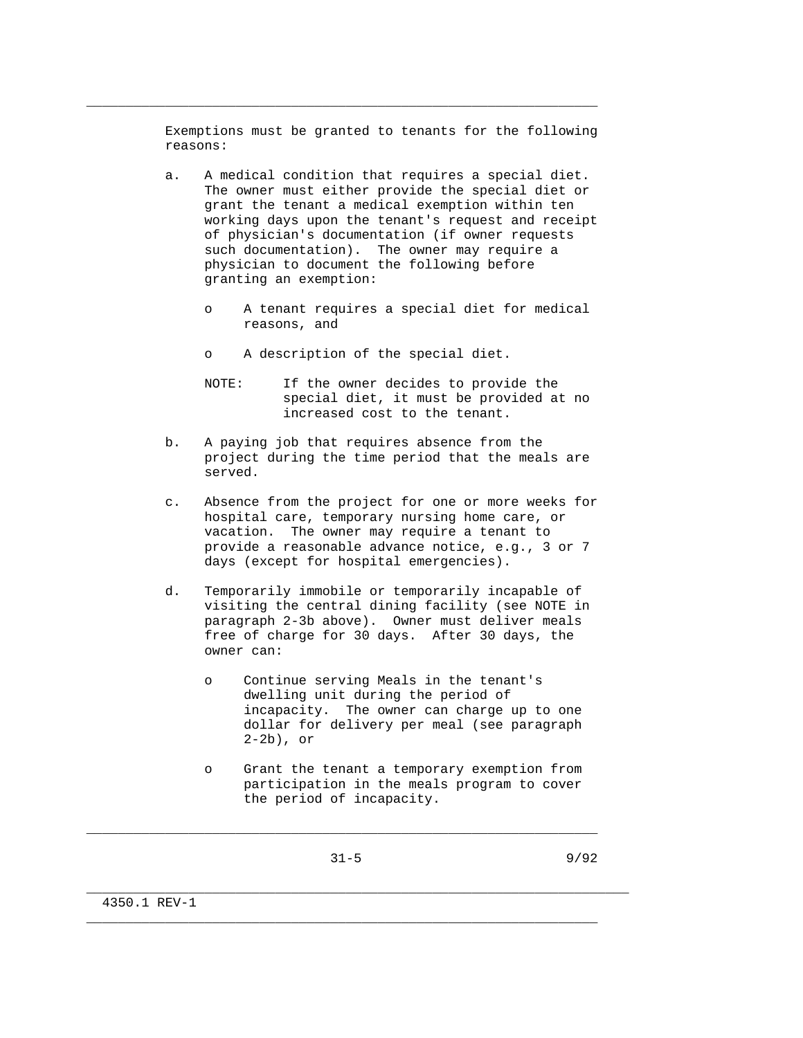Exemptions must be granted to tenants for the following reasons:

a. A medical condition that requires a special diet. The owner must either provide the special diet or grant the tenant a medical exemption within ten working days upon the tenant's request and receipt of physician's documentation (if owner requests such documentation). The owner may require a physician to document the following before granting an exemption:

   - A tenant requires a special diet for medical reasons, and

   - A description of the special diet.

   NOTE: If the owner decides to provide the special diet, it must be provided at no increased cost to the tenant.

b. A paying job that requires absence from the project during the time period that the meals are served.

c. Absence from the project for one or more weeks for hospital care, temporary nursing home care, or vacation. The owner may require a tenant to provide a reasonable advance notice, e.g., 3 or 7 days (except for hospital emergencies).

d. Temporarily immobile or temporarily incapable of visiting the central dining facility (see NOTE in paragraph 2-3b above). Owner must deliver meals free of charge for 30 days. After 30 days, the owner can:

   - Continue serving Meals in the tenant's dwelling unit during the period of incapacity. The owner can charge up to one dollar for delivery per meal (see paragraph 2-2b), or

   - Grant the tenant a temporary exemption from participation in the meals program to cover the period of incapacity.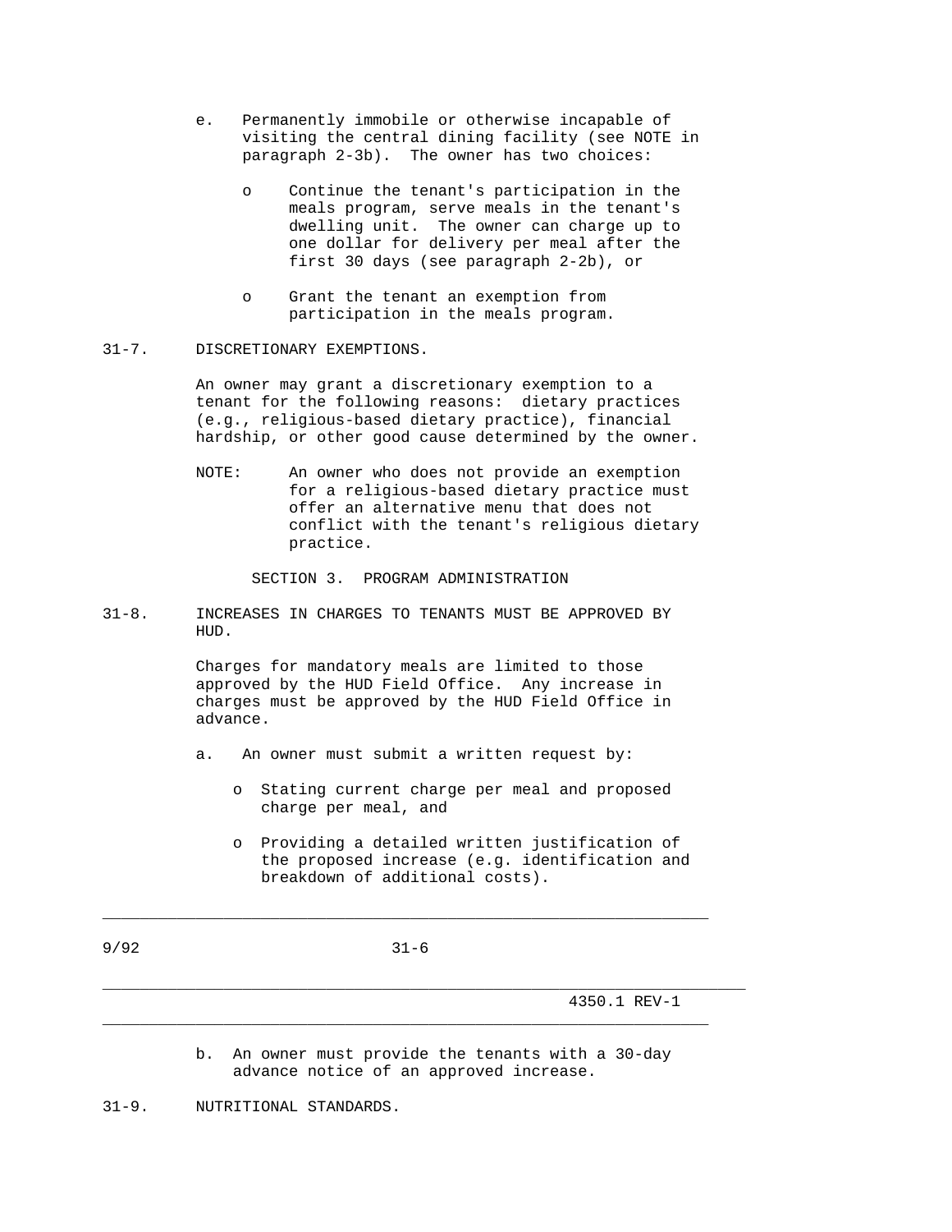e. Permanently immobile or otherwise incapable of visiting the central dining facility (see NOTE in paragraph 2-3b). The owner has two choices:

   - Continue the tenant's participation in the meals program, serve meals in the tenant's dwelling unit. The owner can charge up to one dollar for delivery per meal after the first 30 days (see paragraph 2-2b), or

   - Grant the tenant an exemption from participation in the meals program.

31-7. DISCRETIONARY EXEMPTIONS.

An owner may grant a discretionary exemption to a tenant for the following reasons: dietary practices (e.g., religious-based dietary practice), financial hardship, or other good cause determined by the owner.

NOTE: An owner who does not provide an exemption for a religious-based dietary practice must offer an alternative menu that does not conflict with the tenant's religious dietary practice.

## SECTION 3. PROGRAM ADMINISTRATION

31-8. INCREASES IN CHARGES TO TENANTS MUST BE APPROVED BY HUD.

Charges for mandatory meals are limited to those approved by the HUD Field Office. Any increase in charges must be approved by the HUD Field Office in advance.

a. An owner must submit a written request by:

   - Stating current charge per meal and proposed charge per meal, and

   - Providing a detailed written justification of the proposed increase (e.g. identification and breakdown of additional costs).

b. An owner must provide the tenants with a 30-day advance notice of an approved increase.

31-9. NUTRITIONAL STANDARDS.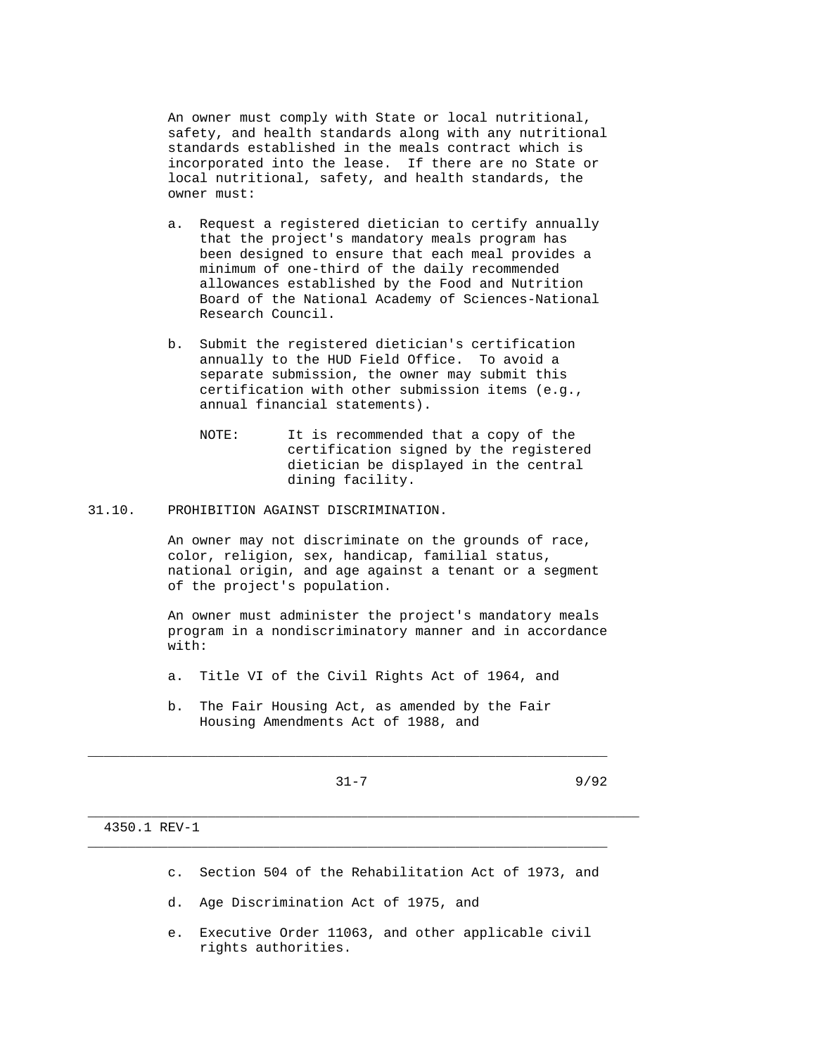An owner must comply with State or local nutritional, safety, and health standards along with any nutritional standards established in the meals contract which is incorporated into the lease. If there are no State or local nutritional, safety, and health standards, the owner must:

a. Request a registered dietician to certify annually that the project's mandatory meals program has been designed to ensure that each meal provides a minimum of one-third of the daily recommended allowances established by the Food and Nutrition Board of the National Academy of Sciences-National Research Council.

b. Submit the registered dietician's certification annually to the HUD Field Office. To avoid a separate submission, the owner may submit this certification with other submission items (e.g., annual financial statements).

NOTE: It is recommended that a copy of the certification signed by the registered dietician be displayed in the central dining facility.

## 31.10. PROHIBITION AGAINST DISCRIMINATION.

An owner may not discriminate on the grounds of race, color, religion, sex, handicap, familial status, national origin, and age against a tenant or a segment of the project's population.

An owner must administer the project's mandatory meals program in a nondiscriminatory manner and in accordance with:

a. Title VI of the Civil Rights Act of 1964, and

b. The Fair Housing Act, as amended by the Fair Housing Amendments Act of 1988, and

c. Section 504 of the Rehabilitation Act of 1973, and

d. Age Discrimination Act of 1975, and

e. Executive Order 11063, and other applicable civil rights authorities.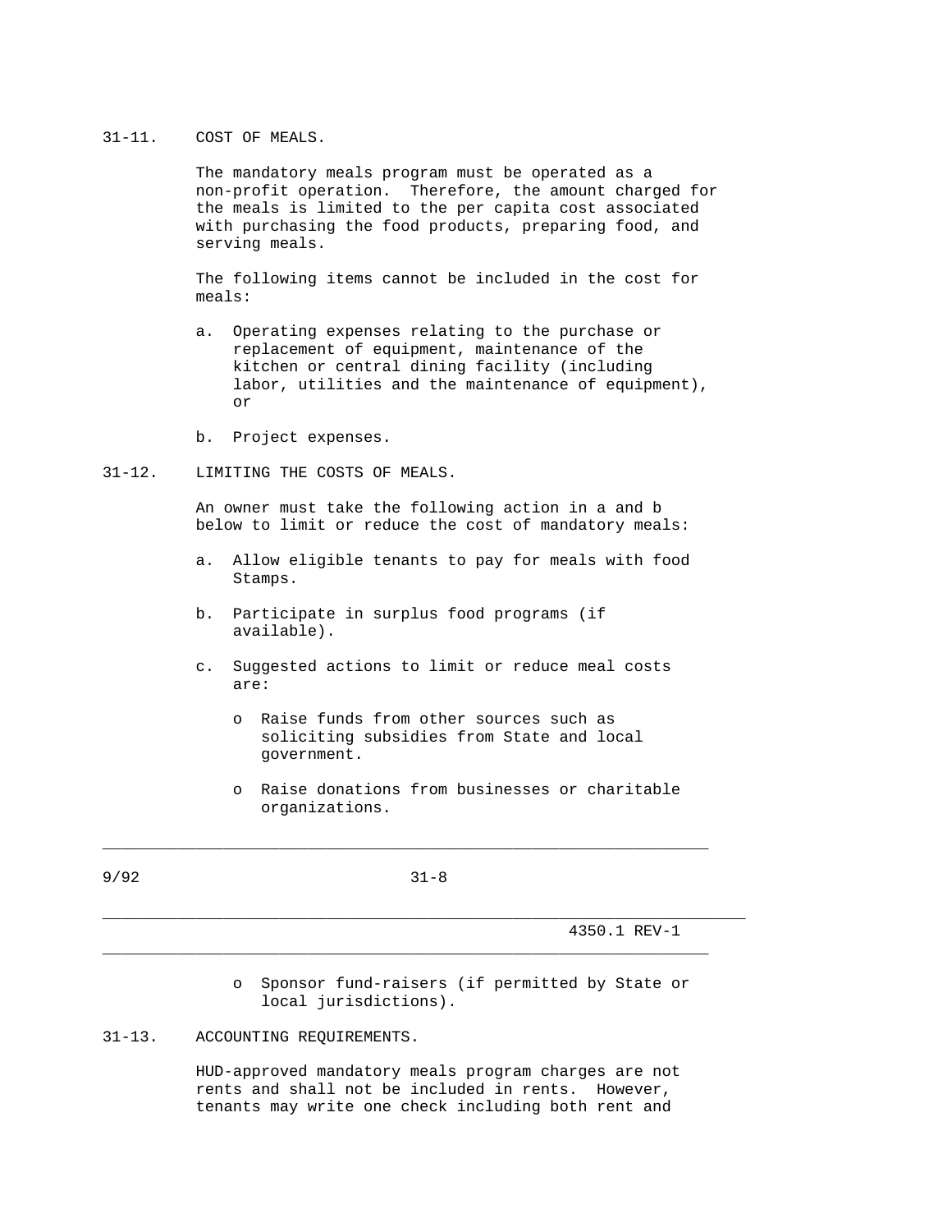## 31-11. COST OF MEALS.

The mandatory meals program must be operated as a non-profit operation. Therefore, the amount charged for the meals is limited to the per capita cost associated with purchasing the food products, preparing food, and serving meals.

The following items cannot be included in the cost for meals:

a. Operating expenses relating to the purchase or replacement of equipment, maintenance of the kitchen or central dining facility (including labor, utilities and the maintenance of equipment), or

b. Project expenses.

## 31-12. LIMITING THE COSTS OF MEALS.

An owner must take the following action in a and b below to limit or reduce the cost of mandatory meals:

a. Allow eligible tenants to pay for meals with food Stamps.

b. Participate in surplus food programs (if available).

c. Suggested actions to limit or reduce meal costs are:

- Raise funds from other sources such as soliciting subsidies from State and local government.

- Raise donations from businesses or charitable organizations.

- Sponsor fund-raisers (if permitted by State or local jurisdictions).

## 31-13. ACCOUNTING REQUIREMENTS.

HUD-approved mandatory meals program charges are not rents and shall not be included in rents. However, tenants may write one check including both rent and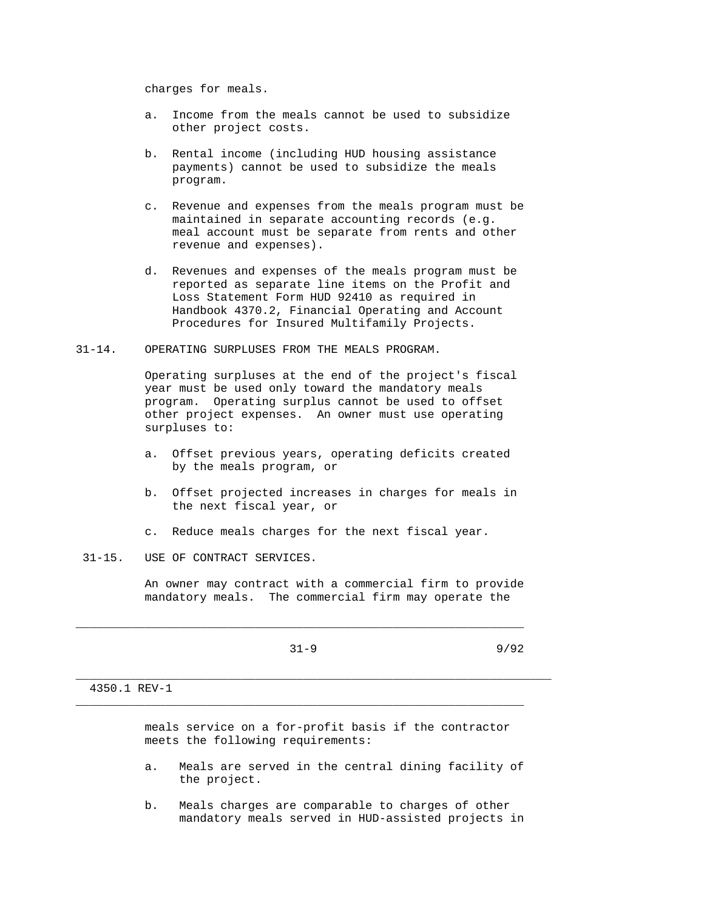charges for meals.

a. Income from the meals cannot be used to subsidize other project costs.

b. Rental income (including HUD housing assistance payments) cannot be used to subsidize the meals program.

c. Revenue and expenses from the meals program must be maintained in separate accounting records (e.g. meal account must be separate from rents and other revenue and expenses).

d. Revenues and expenses of the meals program must be reported as separate line items on the Profit and Loss Statement Form HUD 92410 as required in Handbook 4370.2, Financial Operating and Account Procedures for Insured Multifamily Projects.

## 31-14. OPERATING SURPLUSES FROM THE MEALS PROGRAM.

Operating surpluses at the end of the project's fiscal year must be used only toward the mandatory meals program. Operating surplus cannot be used to offset other project expenses. An owner must use operating surpluses to:

a. Offset previous years, operating deficits created by the meals program, or

b. Offset projected increases in charges for meals in the next fiscal year, or

c. Reduce meals charges for the next fiscal year.

## 31-15. USE OF CONTRACT SERVICES.

An owner may contract with a commercial firm to provide mandatory meals. The commercial firm may operate the meals service on a for-profit basis if the contractor meets the following requirements:

a. Meals are served in the central dining facility of the project.

b. Meals charges are comparable to charges of other mandatory meals served in HUD-assisted projects in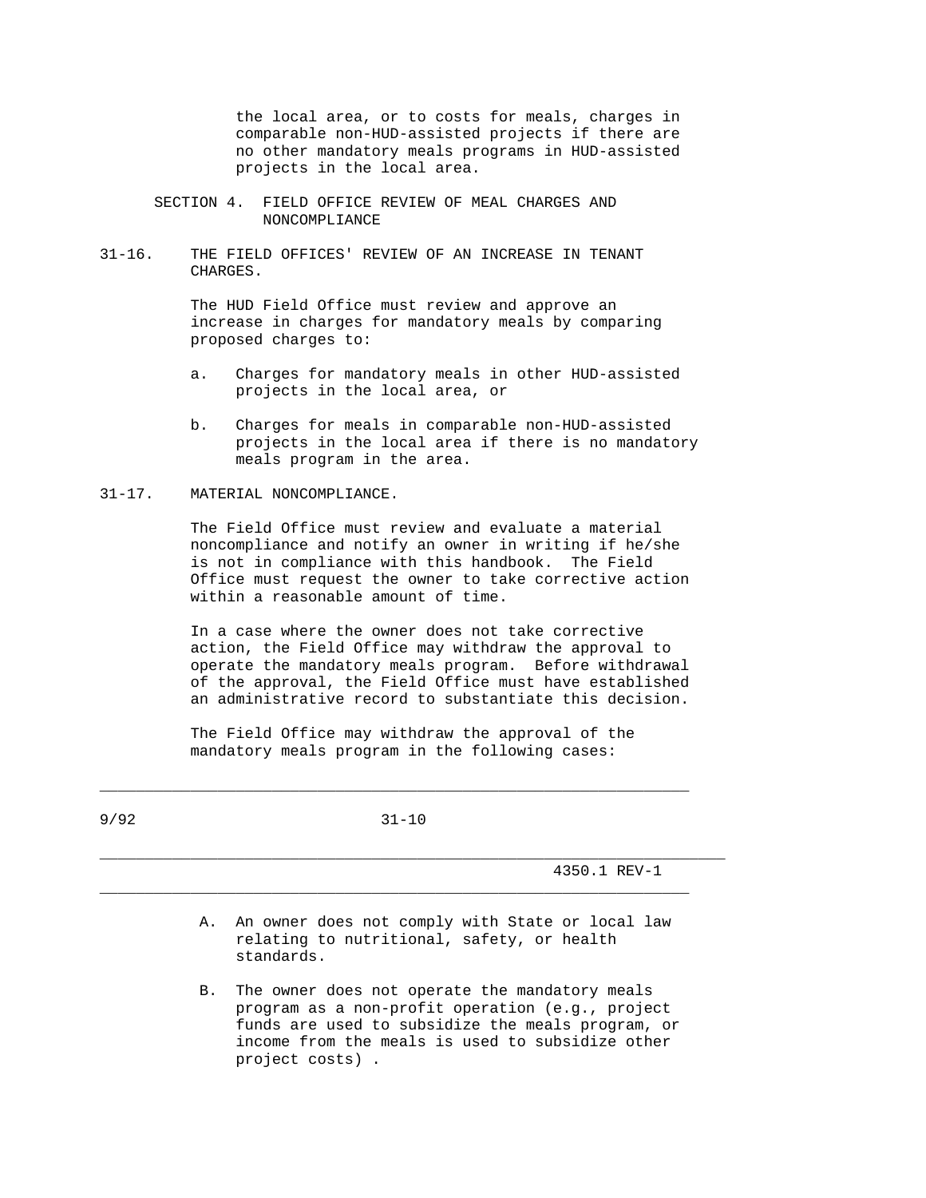the local area, or to costs for meals, charges in comparable non-HUD-assisted projects if there are no other mandatory meals programs in HUD-assisted projects in the local area.

## SECTION 4. FIELD OFFICE REVIEW OF MEAL CHARGES AND NONCOMPLIANCE

### 31-16. THE FIELD OFFICES' REVIEW OF AN INCREASE IN TENANT CHARGES.

The HUD Field Office must review and approve an increase in charges for mandatory meals by comparing proposed charges to:

a. Charges for mandatory meals in other HUD-assisted projects in the local area, or

b. Charges for meals in comparable non-HUD-assisted projects in the local area if there is no mandatory meals program in the area.

### 31-17. MATERIAL NONCOMPLIANCE.

The Field Office must review and evaluate a material noncompliance and notify an owner in writing if he/she is not in compliance with this handbook. The Field Office must request the owner to take corrective action within a reasonable amount of time.

In a case where the owner does not take corrective action, the Field Office may withdraw the approval to operate the mandatory meals program. Before withdrawal of the approval, the Field Office must have established an administrative record to substantiate this decision.

The Field Office may withdraw the approval of the mandatory meals program in the following cases:

A. An owner does not comply with State or local law relating to nutritional, safety, or health standards.

B. The owner does not operate the mandatory meals program as a non-profit operation (e.g., project funds are used to subsidize the meals program, or income from the meals is used to subsidize other project costs) .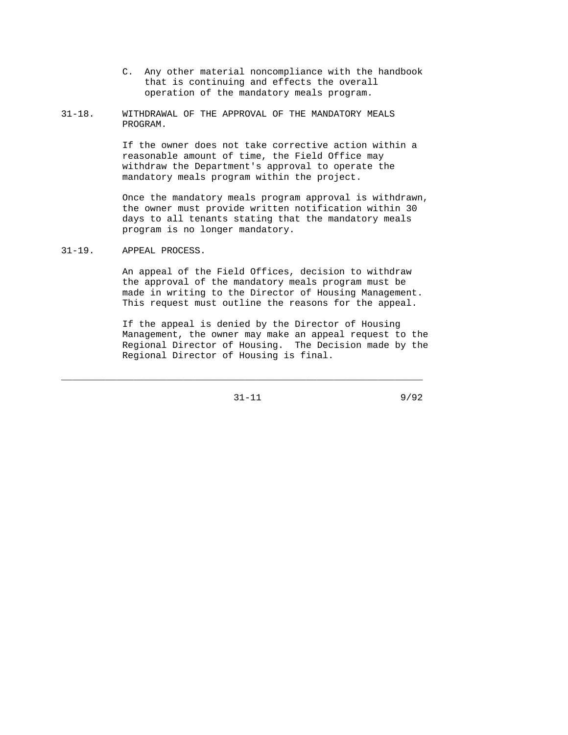C. Any other material noncompliance with the handbook that is continuing and effects the overall operation of the mandatory meals program.

## 31-18. WITHDRAWAL OF THE APPROVAL OF THE MANDATORY MEALS PROGRAM.

If the owner does not take corrective action within a reasonable amount of time, the Field Office may withdraw the Department's approval to operate the mandatory meals program within the project.

Once the mandatory meals program approval is withdrawn, the owner must provide written notification within 30 days to all tenants stating that the mandatory meals program is no longer mandatory.

## 31-19. APPEAL PROCESS.

An appeal of the Field Offices, decision to withdraw the approval of the mandatory meals program must be made in writing to the Director of Housing Management. This request must outline the reasons for the appeal.

If the appeal is denied by the Director of Housing Management, the owner may make an appeal request to the Regional Director of Housing. The Decision made by the Regional Director of Housing is final.